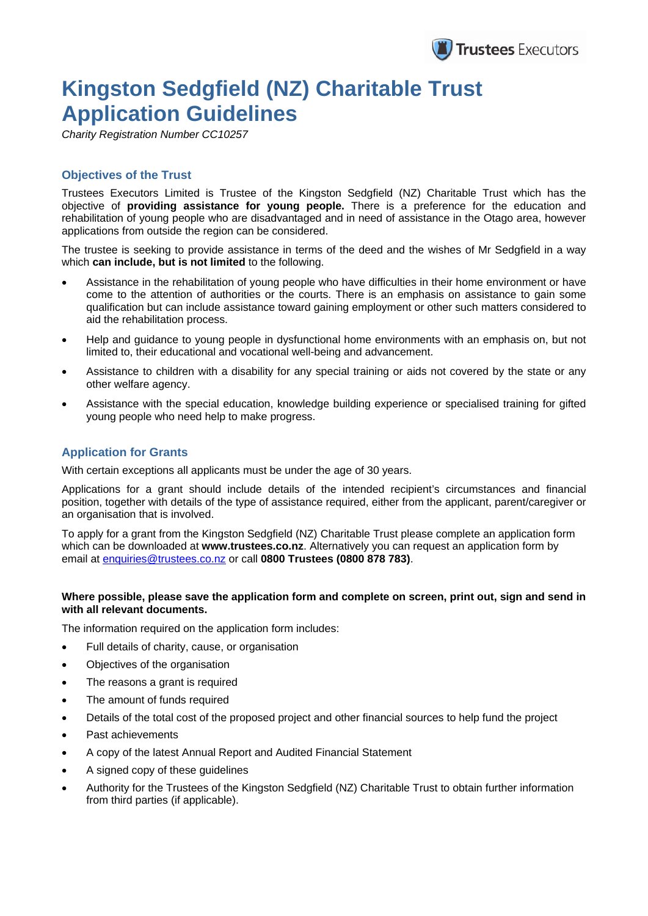# Kingston Sedgfield (NZ) Charitable Trust Application Guidelines

*Charity Registration Number CC10257*

## Objectives of the Trust

Trustees Executors Limited is Trustee of the Kingston Sedgfield (NZ) Charitable Trust which has the objective of **providing assistance for young people.** There is a preference for the education and rehabilitation of young people who are disadvantaged and in need of assistance in the Otago area, however applications from outside the region can be considered.

The trustee is seeking to provide assistance in terms of the deed and the wishes of Mr Sedgfield in a way which **can include, but is not limited** to the following.

- Assistance in the rehabilitation of young people who have difficulties in their home environment or have come to the attention of authorities or the courts. There is an emphasis on assistance to gain some qualification but can include assistance toward gaining employment or other such matters considered to aid the rehabilitation process.
- Help and guidance to young people in dysfunctional home environments with an emphasis on, but not limited to, their educational and vocational well-being and advancement.
- Assistance to children with a disability for any special training or aids not covered by the state or any other welfare agency.
- Assistance with the special education, knowledge building experience or specialised training for gifted young people who need help to make progress.

## Application for Grants

With certain exceptions all applicants must be under the age of 30 years.

Applications for a grant should include details of the intended recipient's circumstances and financial position, together with details of the type of assistance required, either from the applicant, parent/caregiver or an organisation that is involved.

To apply for a grant from the Kingston Sedgfield (NZ) Charitable Trust please complete an application form which can be downloaded at **www.trustees.co.nz**. Alternatively you can request an application form by email at enquiries@trustees.co.nz or call **0800 Trustees (0800 878 783)**.

**Where possible, please save the application form and complete on screen, print out, sign and send in with all relevant documents.**

The information required on the application form includes:

- Full details of charity, cause, or organisation
- Objectives of the organisation
- The reasons a grant is required
- The amount of funds required
- Details of the total cost of the proposed project and other financial sources to help fund the project
- Past achievements
- A copy of the latest Annual Report and Audited Financial Statement
- A signed copy of these guidelines
- Authority for the Trustees of the Kingston Sedgfield (NZ) Charitable Trust to obtain further information from third parties (if applicable).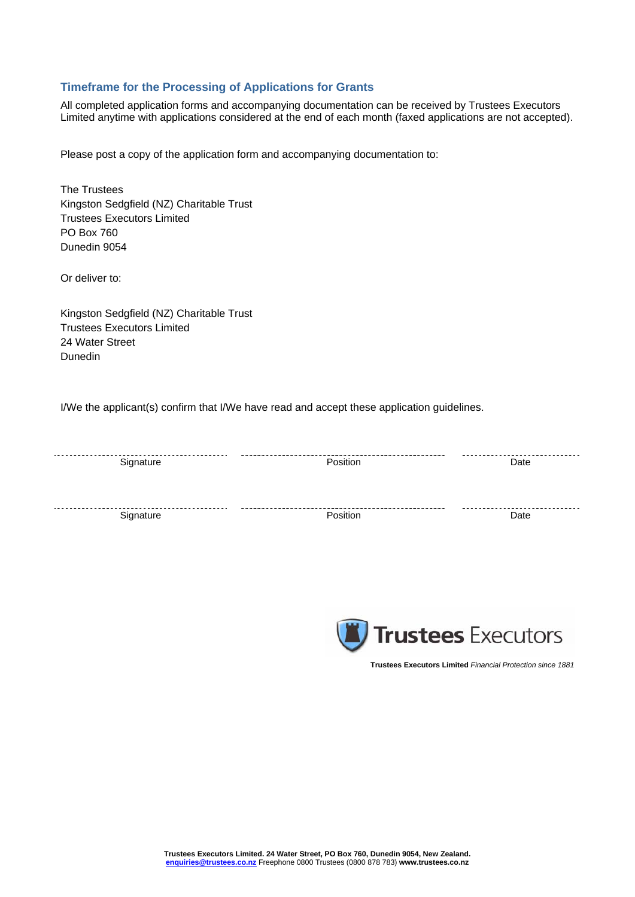## Timeframe for the Processing of Applications for Grants

All completed application forms and accompanying documentation can be received by Trustees Executors Limited anytime with applications considered at the end of each month (faxed applications are not accepted).

Please post a copy of the application form and accompanying documentation to:

The Trustees
Kingston Sedgfield (NZ) Charitable Trust
Trustees Executors Limited
PO Box 760
Dunedin 9054

Or deliver to:

Kingston Sedgfield (NZ) Charitable Trust
Trustees Executors Limited
24 Water Street
Dunedin

I/We the applicant(s) confirm that I/We have read and accept these application guidelines.

| | | |
|---|---|---|
| ............................................ | ............................................ | ............................................ |
| Signature | Position | Date |
| ............................................ | ............................................ | ............................................ |
| Signature | Position | Date |

**Trustees Executors**

**Trustees Executors Limited** *Financial Protection since 1881*

**Trustees Executors Limited. 24 Water Street, PO Box 760, Dunedin 9054, New Zealand.**
enquiries@trustees.co.nz Freephone 0800 Trustees (0800 878 783) **www.trustees.co.nz**